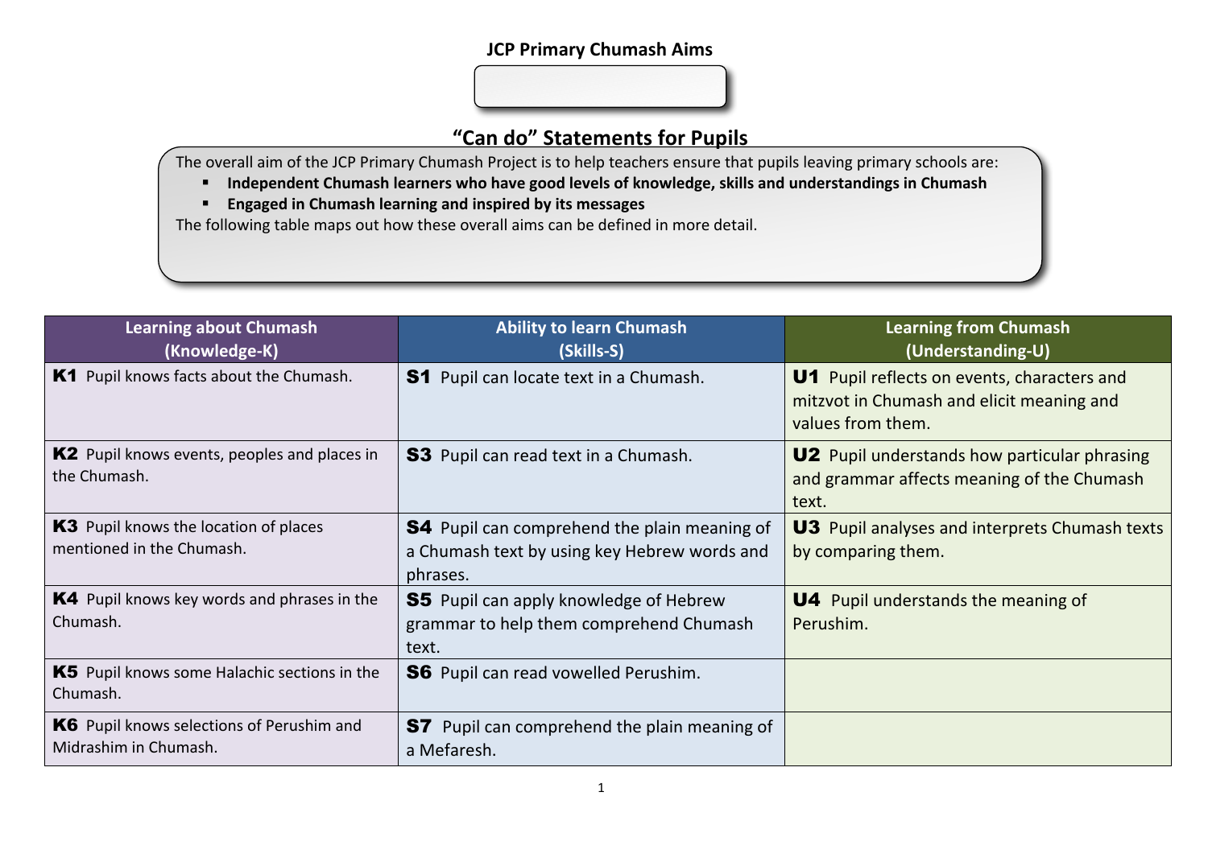# JCP Primary Chumash Aims

## "Can do" Statements for Pupils

The overall aim of the JCP Primary Chumash Project is to help teachers ensure that pupils leaving primary schools are:

- **Independent Chumash learners who have good levels of knowledge, skills and understandings in Chumash**
- **Engaged in Chumash learning and inspired by its messages**

The following table maps out how these overall aims can be defined in more detail.

| Learning about Chumash (Knowledge-K) | Ability to learn Chumash (Skills-S) | Learning from Chumash (Understanding-U) |
|---|---|---|
| **K1** Pupil knows facts about the Chumash. | **S1** Pupil can locate text in a Chumash. | **U1** Pupil reflects on events, characters and mitzvot in Chumash and elicit meaning and values from them. |
| **K2** Pupil knows events, peoples and places in the Chumash. | **S3** Pupil can read text in a Chumash. | **U2** Pupil understands how particular phrasing and grammar affects meaning of the Chumash text. |
| **K3** Pupil knows the location of places mentioned in the Chumash. | **S4** Pupil can comprehend the plain meaning of a Chumash text by using key Hebrew words and phrases. | **U3** Pupil analyses and interprets Chumash texts by comparing them. |
| **K4** Pupil knows key words and phrases in the Chumash. | **S5** Pupil can apply knowledge of Hebrew grammar to help them comprehend Chumash text. | **U4** Pupil understands the meaning of Perushim. |
| **K5** Pupil knows some Halachic sections in the Chumash. | **S6** Pupil can read vowelled Perushim. | |
| **K6** Pupil knows selections of Perushim and Midrashim in Chumash. | **S7** Pupil can comprehend the plain meaning of a Mefaresh. | |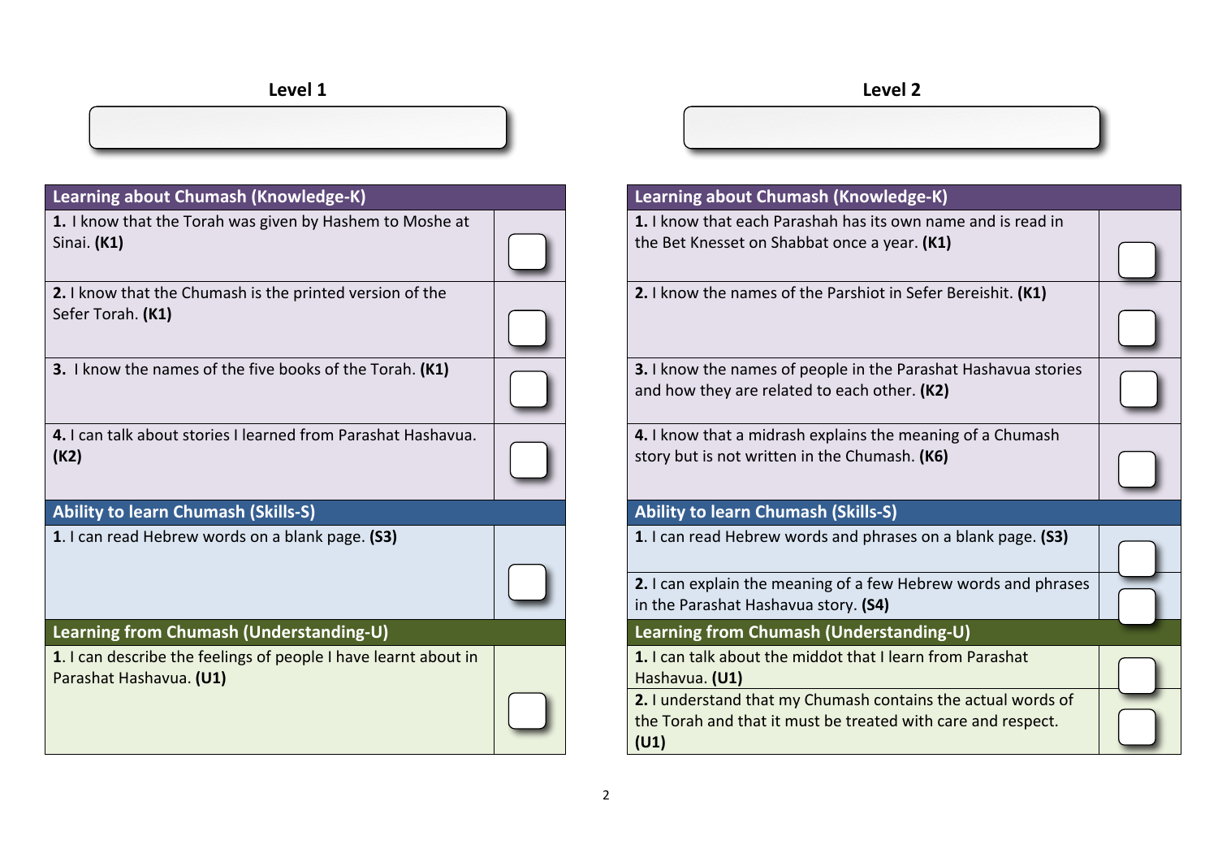## Level 1

| Learning about Chumash (Knowledge-K) | |
|---|---|
| **1.** I know that the Torah was given by Hashem to Moshe at Sinai. **(K1)** | ☐ |
| **2.** I know that the Chumash is the printed version of the Sefer Torah. **(K1)** | ☐ |
| **3.** I know the names of the five books of the Torah. **(K1)** | ☐ |
| **4.** I can talk about stories I learned from Parashat Hashavua. **(K2)** | ☐ |
| **Ability to learn Chumash (Skills-S)** | |
| **1**. I can read Hebrew words on a blank page. **(S3)** | ☐ |
| **Learning from Chumash (Understanding-U)** | |
| **1**. I can describe the feelings of people I have learnt about in Parashat Hashavua. **(U1)** | ☐ |

## Level 2

| Learning about Chumash (Knowledge-K) | |
|---|---|
| **1.** I know that each Parashah has its own name and is read in the Bet Knesset on Shabbat once a year. **(K1)** | ☐ |
| **2.** I know the names of the Parshiot in Sefer Bereishit. **(K1)** | ☐ |
| **3.** I know the names of people in the Parashat Hashavua stories and how they are related to each other. **(K2)** | ☐ |
| **4.** I know that a midrash explains the meaning of a Chumash story but is not written in the Chumash. **(K6)** | ☐ |
| **Ability to learn Chumash (Skills-S)** | |
| **1**. I can read Hebrew words and phrases on a blank page. **(S3)** | ☐ |
| **2.** I can explain the meaning of a few Hebrew words and phrases in the Parashat Hashavua story. **(S4)** | ☐ |
| **Learning from Chumash (Understanding-U)** | |
| **1.** I can talk about the middot that I learn from Parashat Hashavua. **(U1)** | ☐ |
| **2.** I understand that my Chumash contains the actual words of the Torah and that it must be treated with care and respect. **(U1)** | ☐ |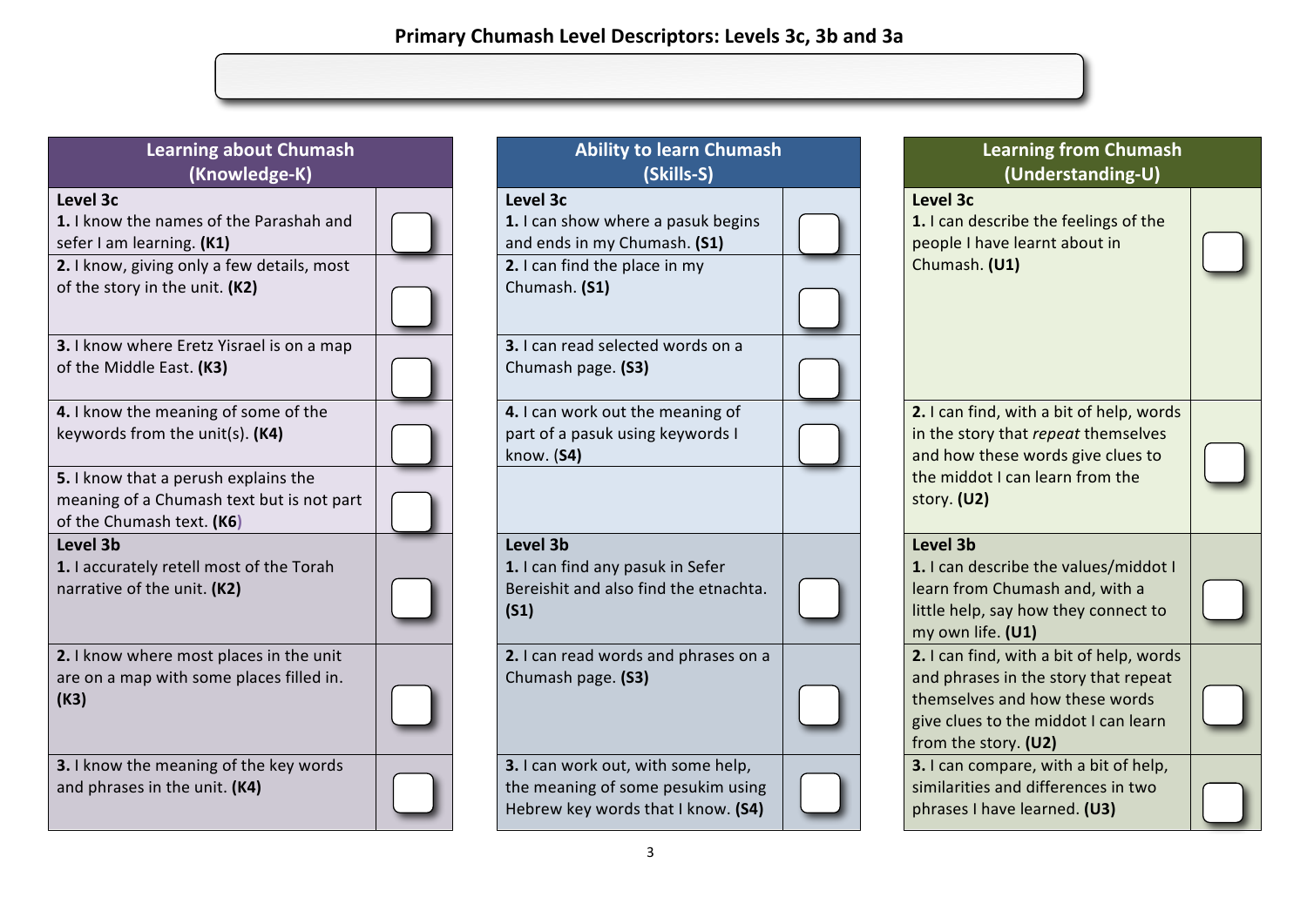# Primary Chumash Level Descriptors: Levels 3c, 3b and 3a

| Learning about Chumash (Knowledge-K) | | Ability to learn Chumash (Skills-S) | | Learning from Chumash (Understanding-U) | |
|---|---|---|---|---|---|
| **Level 3c** **1.** I know the names of the Parashah and sefer I am learning. **(K1)** | ☐ | **Level 3c** **1.** I can show where a pasuk begins and ends in my Chumash. **(S1)** | ☐ | **Level 3c** **1.** I can describe the feelings of the people I have learnt about in Chumash. **(U1)** | ☐ |
| **2.** I know, giving only a few details, most of the story in the unit. **(K2)** | ☐ | **2.** I can find the place in my Chumash. **(S1)** | ☐ | | |
| **3.** I know where Eretz Yisrael is on a map of the Middle East. **(K3)** | ☐ | **3.** I can read selected words on a Chumash page. **(S3)** | ☐ | | |
| **4.** I know the meaning of some of the keywords from the unit(s). **(K4)** | ☐ | **4.** I can work out the meaning of part of a pasuk using keywords I know. (**S4)** | ☐ | **2.** I can find, with a bit of help, words in the story that *repeat* themselves and how these words give clues to the middot I can learn from the story. **(U2)** | ☐ |
| **5.** I know that a perush explains the meaning of a Chumash text but is not part of the Chumash text. **(K6)** | ☐ | | | | |
| **Level 3b** **1.** I accurately retell most of the Torah narrative of the unit. **(K2)** | ☐ | **Level 3b** **1.** I can find any pasuk in Sefer Bereishit and also find the etnachta. **(S1)** | ☐ | **Level 3b** **1.** I can describe the values/middot I learn from Chumash and, with a little help, say how they connect to my own life. **(U1)** | ☐ |
| **2.** I know where most places in the unit are on a map with some places filled in. **(K3)** | ☐ | **2.** I can read words and phrases on a Chumash page. **(S3)** | ☐ | **2.** I can find, with a bit of help, words and phrases in the story that repeat themselves and how these words give clues to the middot I can learn from the story. **(U2)** | ☐ |
| **3.** I know the meaning of the key words and phrases in the unit. **(K4)** | ☐ | **3.** I can work out, with some help, the meaning of some pesukim using Hebrew key words that I know. **(S4)** | ☐ | **3.** I can compare, with a bit of help, similarities and differences in two phrases I have learned. **(U3)** | ☐ |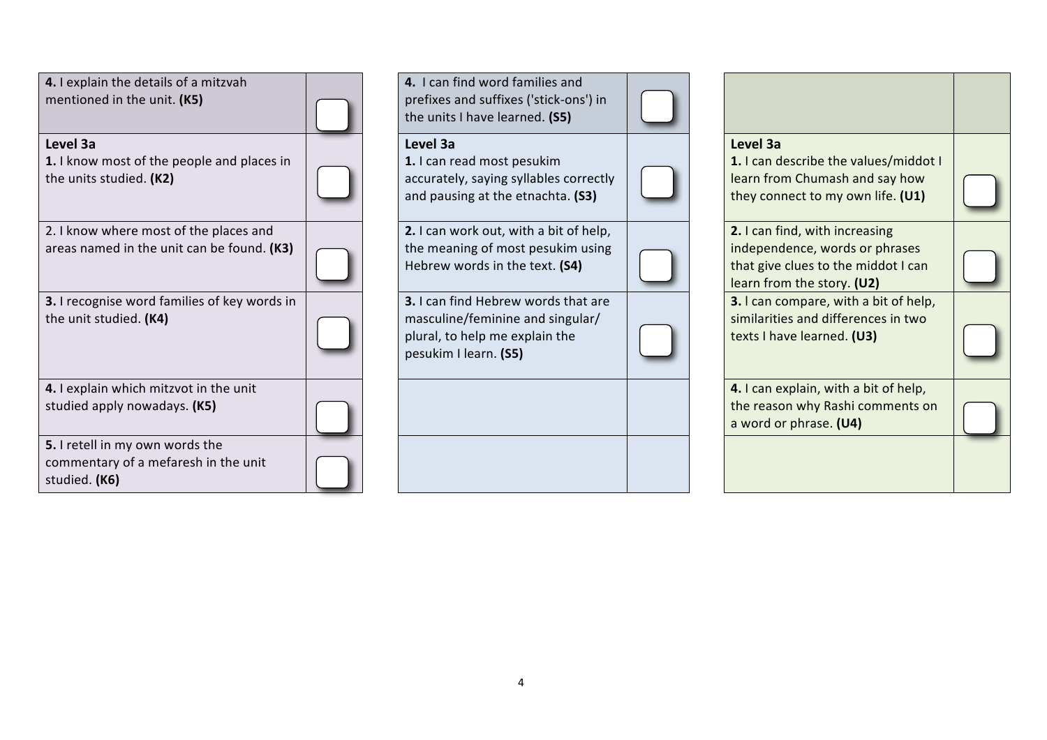| Statement | |
|---|---|
| **4.** I explain the details of a mitzvah mentioned in the unit. **(K5)** | ☐ |
| **Level 3a** | |
| **1.** I know most of the people and places in the units studied. **(K2)** | ☐ |
| 2. I know where most of the places and areas named in the unit can be found. **(K3)** | ☐ |
| **3.** I recognise word families of key words in the unit studied. **(K4)** | ☐ |
| **4.** I explain which mitzvot in the unit studied apply nowadays. **(K5)** | ☐ |
| **5.** I retell in my own words the commentary of a mefaresh in the unit studied. **(K6)** | ☐ |

| Statement | |
|---|---|
| **4.** I can find word families and prefixes and suffixes ('stick-ons') in the units I have learned. **(S5)** | ☐ |
| **Level 3a** | |
| **1.** I can read most pesukim accurately, saying syllables correctly and pausing at the etnachta. **(S3)** | ☐ |
| **2.** I can work out, with a bit of help, the meaning of most pesukim using Hebrew words in the text. **(S4)** | ☐ |
| **3.** I can find Hebrew words that are masculine/feminine and singular/plural, to help me explain the pesukim I learn. **(S5)** | ☐ |

| Statement | |
|---|---|
| **Level 3a** | |
| **1.** I can describe the values/middot I learn from Chumash and say how they connect to my own life. **(U1)** | ☐ |
| **2.** I can find, with increasing independence, words or phrases that give clues to the middot I can learn from the story. **(U2)** | ☐ |
| **3.** I can compare, with a bit of help, similarities and differences in two texts I have learned. **(U3)** | ☐ |
| **4.** I can explain, with a bit of help, the reason why Rashi comments on a word or phrase. **(U4)** | ☐ |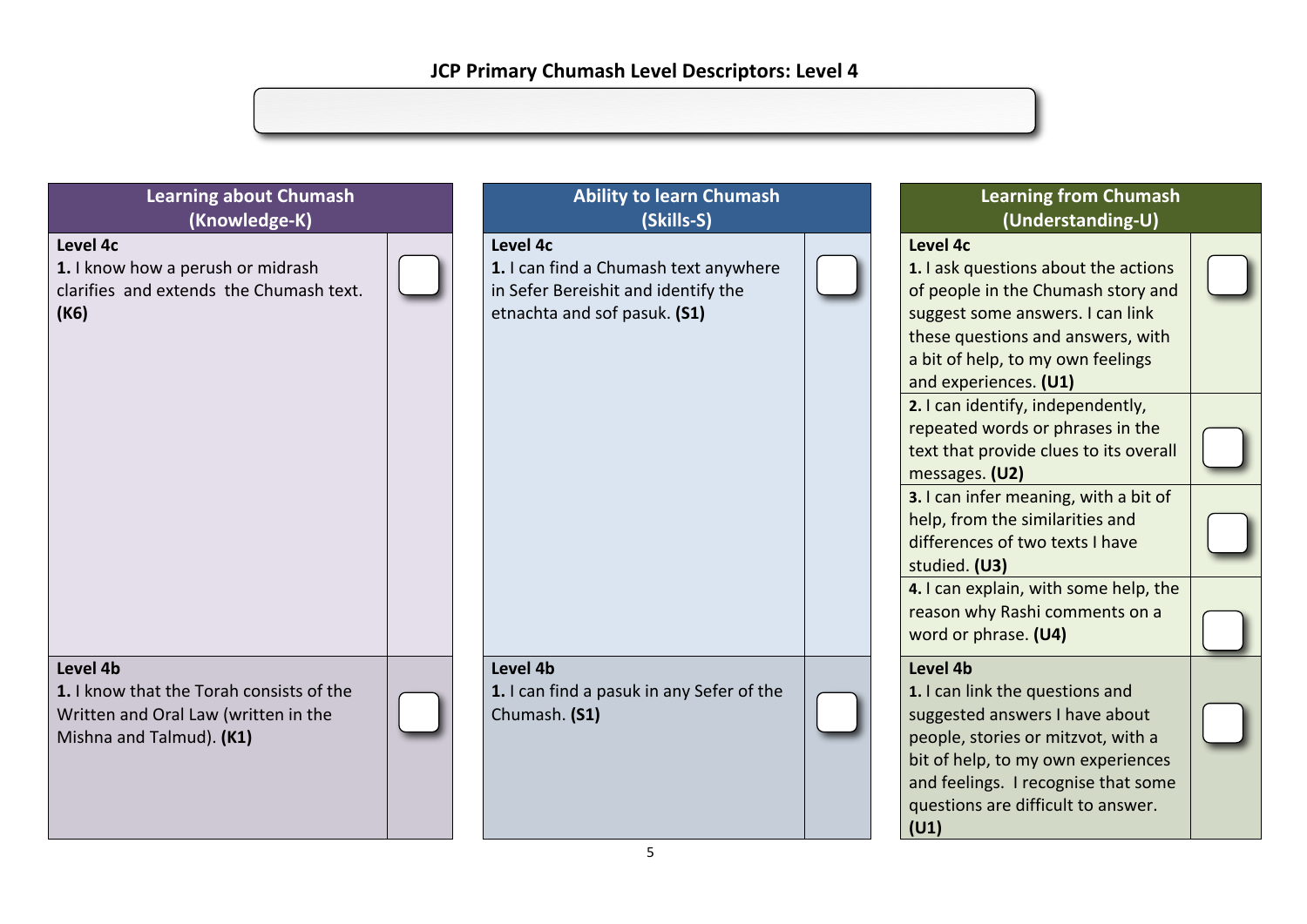## JCP Primary Chumash Level Descriptors: Level 4

| Learning about Chumash (Knowledge-K) | | Ability to learn Chumash (Skills-S) | | Learning from Chumash (Understanding-U) | |
|---|---|---|---|---|---|
| **Level 4c** **1.** I know how a perush or midrash clarifies and extends the Chumash text. **(K6)** | ☐ | **Level 4c** **1.** I can find a Chumash text anywhere in Sefer Bereishit and identify the etnachta and sof pasuk. **(S1)** | ☐ | **Level 4c** **1.** I ask questions about the actions of people in the Chumash story and suggest some answers. I can link these questions and answers, with a bit of help, to my own feelings and experiences. **(U1)** | ☐ |
| | | | | **2.** I can identify, independently, repeated words or phrases in the text that provide clues to its overall messages. **(U2)** | ☐ |
| | | | | **3.** I can infer meaning, with a bit of help, from the similarities and differences of two texts I have studied. **(U3)** | ☐ |
| | | | | **4.** I can explain, with some help, the reason why Rashi comments on a word or phrase. **(U4)** | ☐ |
| **Level 4b** **1.** I know that the Torah consists of the Written and Oral Law (written in the Mishna and Talmud). **(K1)** | ☐ | **Level 4b** **1.** I can find a pasuk in any Sefer of the Chumash. **(S1)** | ☐ | **Level 4b** **1.** I can link the questions and suggested answers I have about people, stories or mitzvot, with a bit of help, to my own experiences and feelings. I recognise that some questions are difficult to answer. **(U1)** | ☐ |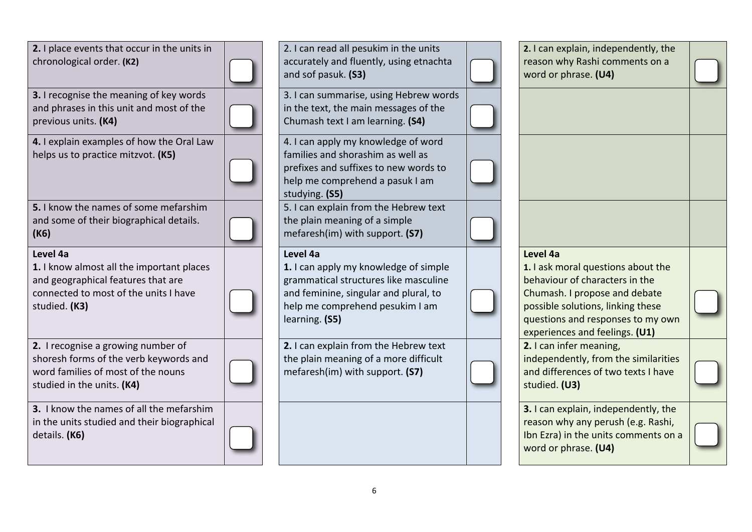| Knowledge | | Skills | | Understanding | |
|---|---|---|---|---|---|
| **2.** I place events that occur in the units in chronological order. **(K2)** | ☐ | 2. I can read all pesukim in the units accurately and fluently, using etnachta and sof pasuk. **(S3)** | ☐ | **2.** I can explain, independently, the reason why Rashi comments on a word or phrase. **(U4)** | ☐ |
| **3.** I recognise the meaning of key words and phrases in this unit and most of the previous units. **(K4)** | ☐ | 3. I can summarise, using Hebrew words in the text, the main messages of the Chumash text I am learning. **(S4)** | ☐ | | |
| **4.** I explain examples of how the Oral Law helps us to practice mitzvot. **(K5)** | ☐ | 4. I can apply my knowledge of word families and shorashim as well as prefixes and suffixes to new words to help me comprehend a pasuk I am studying. **(S5)** | ☐ | | |
| **5.** I know the names of some mefarshim and some of their biographical details. **(K6)** | ☐ | 5. I can explain from the Hebrew text the plain meaning of a simple mefaresh(im) with support. **(S7)** | ☐ | | |
| **Level 4a**<br>**1.** I know almost all the important places and geographical features that are connected to most of the units I have studied. **(K3)** | ☐ | **Level 4a**<br>**1.** I can apply my knowledge of simple grammatical structures like masculine and feminine, singular and plural, to help me comprehend pesukim I am learning. **(S5)** | ☐ | **Level 4a**<br>**1.** I ask moral questions about the behaviour of characters in the Chumash. I propose and debate possible solutions, linking these questions and responses to my own experiences and feelings. **(U1)** | ☐ |
| **2.** I recognise a growing number of shoresh forms of the verb keywords and word families of most of the nouns studied in the units. **(K4)** | ☐ | **2.** I can explain from the Hebrew text the plain meaning of a more difficult mefaresh(im) with support. **(S7)** | ☐ | **2.** I can infer meaning, independently, from the similarities and differences of two texts I have studied. **(U3)** | ☐ |
| **3.** I know the names of all the mefarshim in the units studied and their biographical details. **(K6)** | ☐ | | | **3.** I can explain, independently, the reason why any perush (e.g. Rashi, Ibn Ezra) in the units comments on a word or phrase. **(U4)** | ☐ |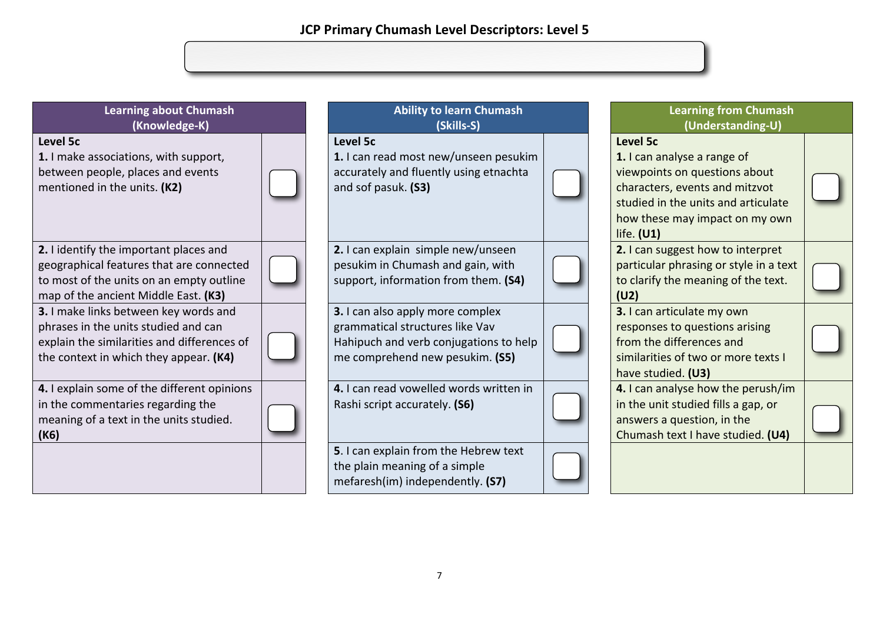## JCP Primary Chumash Level Descriptors: Level 5

### Learning about Chumash (Knowledge-K)

**Level 5c**

| Descriptor | |
|---|---|
| **1.** I make associations, with support, between people, places and events mentioned in the units. **(K2)** | ☐ |
| **2.** I identify the important places and geographical features that are connected to most of the units on an empty outline map of the ancient Middle East. **(K3)** | ☐ |
| **3.** I make links between key words and phrases in the units studied and can explain the similarities and differences of the context in which they appear. **(K4)** | ☐ |
| **4.** I explain some of the different opinions in the commentaries regarding the meaning of a text in the units studied. **(K6)** | ☐ |

### Ability to learn Chumash (Skills-S)

**Level 5c**

| Descriptor | |
|---|---|
| **1.** I can read most new/unseen pesukim accurately and fluently using etnachta and sof pasuk. **(S3)** | ☐ |
| **2.** I can explain simple new/unseen pesukim in Chumash and gain, with support, information from them. **(S4)** | ☐ |
| **3.** I can also apply more complex grammatical structures like Vav Hahipuch and verb conjugations to help me comprehend new pesukim. **(S5)** | ☐ |
| **4.** I can read vowelled words written in Rashi script accurately. **(S6)** | ☐ |
| **5**. I can explain from the Hebrew text the plain meaning of a simple mefaresh(im) independently. **(S7)** | ☐ |

### Learning from Chumash (Understanding-U)

**Level 5c**

| Descriptor | |
|---|---|
| **1.** I can analyse a range of viewpoints on questions about characters, events and mitzvot studied in the units and articulate how these may impact on my own life. **(U1)** | ☐ |
| **2.** I can suggest how to interpret particular phrasing or style in a text to clarify the meaning of the text. **(U2)** | ☐ |
| **3.** I can articulate my own responses to questions arising from the differences and similarities of two or more texts I have studied. **(U3)** | ☐ |
| **4.** I can analyse how the perush/im in the unit studied fills a gap, or answers a question, in the Chumash text I have studied. **(U4)** | ☐ |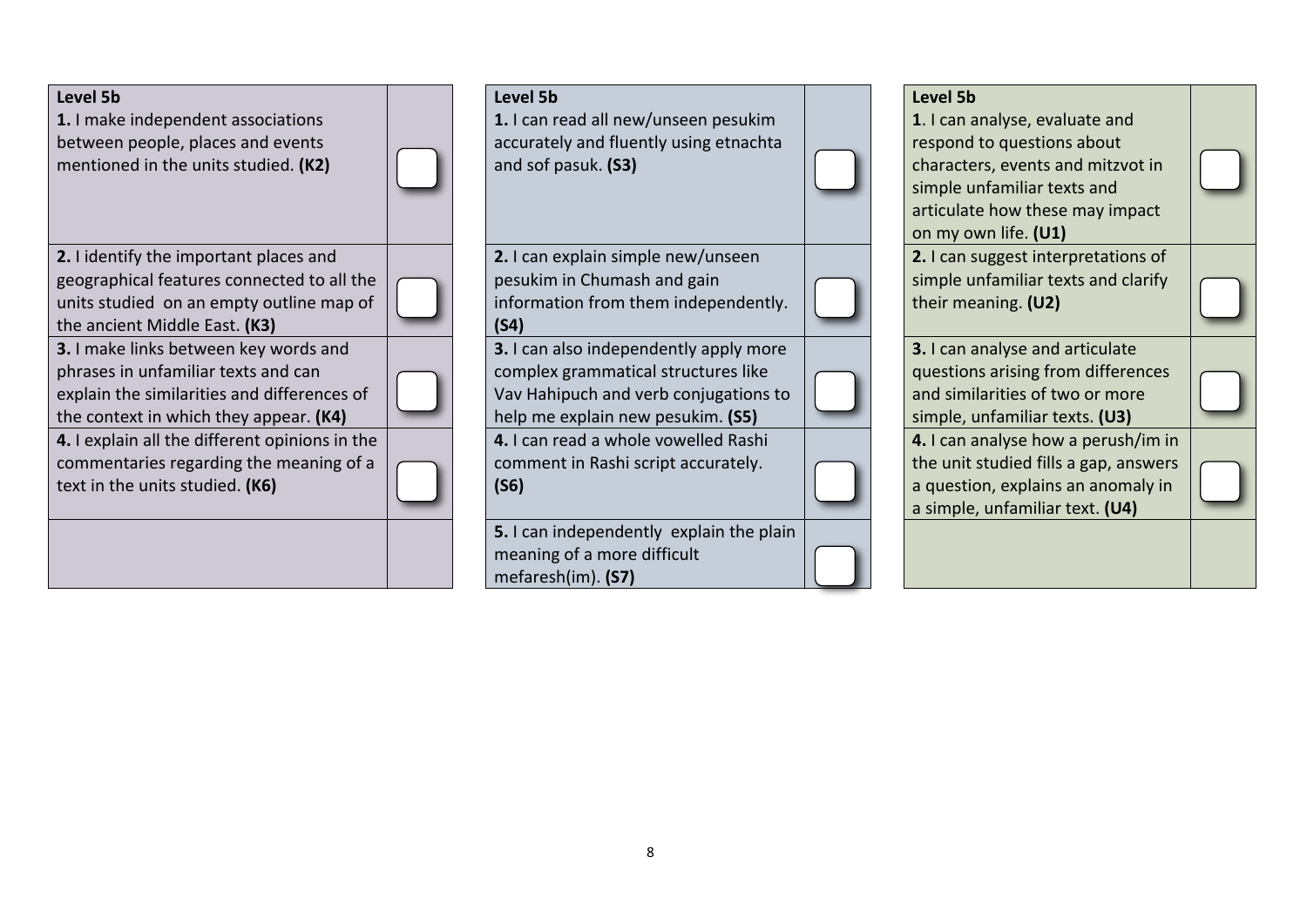| Level 5b | |
|---|---|
| **1.** I make independent associations between people, places and events mentioned in the units studied. **(K2)** | ☐ |
| **2.** I identify the important places and geographical features connected to all the units studied on an empty outline map of the ancient Middle East. **(K3)** | ☐ |
| **3.** I make links between key words and phrases in unfamiliar texts and can explain the similarities and differences of the context in which they appear. **(K4)** | ☐ |
| **4.** I explain all the different opinions in the commentaries regarding the meaning of a text in the units studied. **(K6)** | ☐ |
| | |

| Level 5b | |
|---|---|
| **1.** I can read all new/unseen pesukim accurately and fluently using etnachta and sof pasuk. **(S3)** | ☐ |
| **2.** I can explain simple new/unseen pesukim in Chumash and gain information from them independently. **(S4)** | ☐ |
| **3.** I can also independently apply more complex grammatical structures like Vav Hahipuch and verb conjugations to help me explain new pesukim. **(S5)** | ☐ |
| **4.** I can read a whole vowelled Rashi comment in Rashi script accurately. **(S6)** | ☐ |
| **5.** I can independently explain the plain meaning of a more difficult mefaresh(im). **(S7)** | ☐ |

| Level 5b | |
|---|---|
| **1**. I can analyse, evaluate and respond to questions about characters, events and mitzvot in simple unfamiliar texts and articulate how these may impact on my own life. **(U1)** | ☐ |
| **2.** I can suggest interpretations of simple unfamiliar texts and clarify their meaning. **(U2)** | ☐ |
| **3.** I can analyse and articulate questions arising from differences and similarities of two or more simple, unfamiliar texts. **(U3)** | ☐ |
| **4.** I can analyse how a perush/im in the unit studied fills a gap, answers a question, explains an anomaly in a simple, unfamiliar text. **(U4)** | ☐ |
| | |